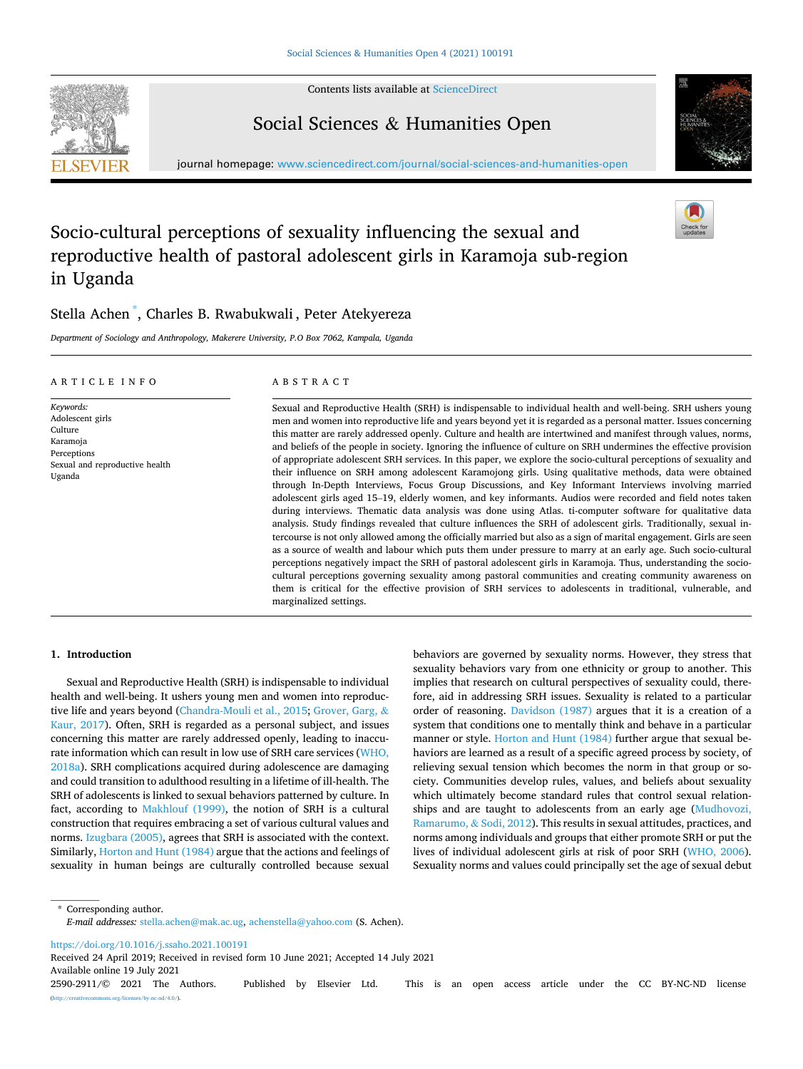# Socio-cultural perceptions of sexuality influencing the sexual and reproductive health of pastoral adolescent girls in Karamoja sub-region in Uganda

Stella Achen *, Charles B. Rwabukwali, Peter Atekyereza

*Department of Sociology and Anthropology, Makerere University, P.O Box 7062, Kampala, Uganda*

## ARTICLE INFO

*Keywords:*
Adolescent girls
Culture
Karamoja
Perceptions
Sexual and reproductive health
Uganda

## ABSTRACT

Sexual and Reproductive Health (SRH) is indispensable to individual health and well-being. SRH ushers young men and women into reproductive life and years beyond yet it is regarded as a personal matter. Issues concerning this matter are rarely addressed openly. Culture and health are intertwined and manifest through values, norms, and beliefs of the people in society. Ignoring the influence of culture on SRH undermines the effective provision of appropriate adolescent SRH services. In this paper, we explore the socio-cultural perceptions of sexuality and their influence on SRH among adolescent Karamojong girls. Using qualitative methods, data were obtained through In-Depth Interviews, Focus Group Discussions, and Key Informant Interviews involving married adolescent girls aged 15–19, elderly women, and key informants. Audios were recorded and field notes taken during interviews. Thematic data analysis was done using Atlas. ti-computer software for qualitative data analysis. Study findings revealed that culture influences the SRH of adolescent girls. Traditionally, sexual intercourse is not only allowed among the officially married but also as a sign of marital engagement. Girls are seen as a source of wealth and labour which puts them under pressure to marry at an early age. Such socio-cultural perceptions negatively impact the SRH of pastoral adolescent girls in Karamoja. Thus, understanding the socio-cultural perceptions governing sexuality among pastoral communities and creating community awareness on them is critical for the effective provision of SRH services to adolescents in traditional, vulnerable, and marginalized settings.

## 1. Introduction

Sexual and Reproductive Health (SRH) is indispensable to individual health and well-being. It ushers young men and women into reproductive life and years beyond (Chandra-Mouli et al., 2015; Grover, Garg, & Kaur, 2017). Often, SRH is regarded as a personal subject, and issues concerning this matter are rarely addressed openly, leading to inaccurate information which can result in low use of SRH care services (WHO, 2018a). SRH complications acquired during adolescence are damaging and could transition to adulthood resulting in a lifetime of ill-health. The SRH of adolescents is linked to sexual behaviors patterned by culture. In fact, according to Makhlouf (1999), the notion of SRH is a cultural construction that requires embracing a set of various cultural values and norms. Izugbara (2005), agrees that SRH is associated with the context. Similarly, Horton and Hunt (1984) argue that the actions and feelings of sexuality in human beings are culturally controlled because sexual behaviors are governed by sexuality norms. However, they stress that sexuality behaviors vary from one ethnicity or group to another. This implies that research on cultural perspectives of sexuality could, therefore, aid in addressing SRH issues. Sexuality is related to a particular order of reasoning. Davidson (1987) argues that it is a creation of a system that conditions one to mentally think and behave in a particular manner or style. Horton and Hunt (1984) further argue that sexual behaviors are learned as a result of a specific agreed process by society, of relieving sexual tension which becomes the norm in that group or society. Communities develop rules, values, and beliefs about sexuality which ultimately become standard rules that control sexual relationships and are taught to adolescents from an early age (Mudhovozi, Ramarumo, & Sodi, 2012). This results in sexual attitudes, practices, and norms among individuals and groups that either promote SRH or put the lives of individual adolescent girls at risk of poor SRH (WHO, 2006). Sexuality norms and values could principally set the age of sexual debut

\* Corresponding author.
*E-mail addresses:* stella.achen@mak.ac.ug, achenstella@yahoo.com (S. Achen).

https://doi.org/10.1016/j.ssaho.2021.100191
Received 24 April 2019; Received in revised form 10 June 2021; Accepted 14 July 2021
Available online 19 July 2021
2590-2911/© 2021 The Authors. Published by Elsevier Ltd. This is an open access article under the CC BY-NC-ND license (http://creativecommons.org/licenses/by-nc-nd/4.0/).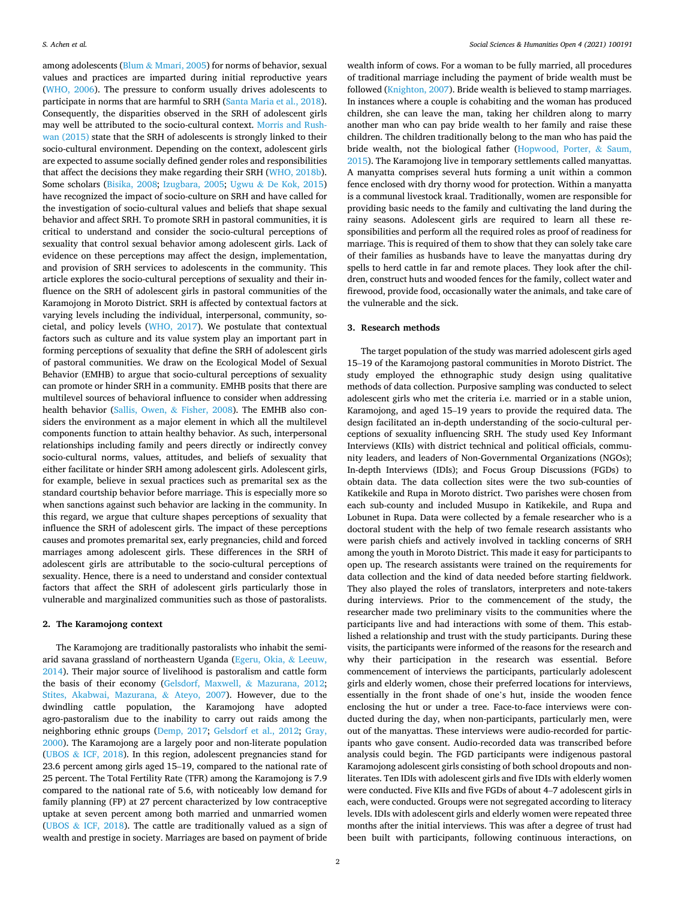among adolescents (Blum & Mmari, 2005) for norms of behavior, sexual values and practices are imparted during initial reproductive years (WHO, 2006). The pressure to conform usually drives adolescents to participate in norms that are harmful to SRH (Santa Maria et al., 2018). Consequently, the disparities observed in the SRH of adolescent girls may well be attributed to the socio-cultural context. Morris and Rushwan (2015) state that the SRH of adolescents is strongly linked to their socio-cultural environment. Depending on the context, adolescent girls are expected to assume socially defined gender roles and responsibilities that affect the decisions they make regarding their SRH (WHO, 2018b). Some scholars (Bisika, 2008; Izugbara, 2005; Ugwu & De Kok, 2015) have recognized the impact of socio-culture on SRH and have called for the investigation of socio-cultural values and beliefs that shape sexual behavior and affect SRH. To promote SRH in pastoral communities, it is critical to understand and consider the socio-cultural perceptions of sexuality that control sexual behavior among adolescent girls. Lack of evidence on these perceptions may affect the design, implementation, and provision of SRH services to adolescents in the community. This article explores the socio-cultural perceptions of sexuality and their influence on the SRH of adolescent girls in pastoral communities of the Karamojong in Moroto District. SRH is affected by contextual factors at varying levels including the individual, interpersonal, community, societal, and policy levels (WHO, 2017). We postulate that contextual factors such as culture and its value system play an important part in forming perceptions of sexuality that define the SRH of adolescent girls of pastoral communities. We draw on the Ecological Model of Sexual Behavior (EMHB) to argue that socio-cultural perceptions of sexuality can promote or hinder SRH in a community. EMHB posits that there are multilevel sources of behavioral influence to consider when addressing health behavior (Sallis, Owen, & Fisher, 2008). The EMHB also considers the environment as a major element in which all the multilevel components function to attain healthy behavior. As such, interpersonal relationships including family and peers directly or indirectly convey socio-cultural norms, values, attitudes, and beliefs of sexuality that either facilitate or hinder SRH among adolescent girls. Adolescent girls, for example, believe in sexual practices such as premarital sex as the standard courtship behavior before marriage. This is especially more so when sanctions against such behavior are lacking in the community. In this regard, we argue that culture shapes perceptions of sexuality that influence the SRH of adolescent girls. The impact of these perceptions causes and promotes premarital sex, early pregnancies, child and forced marriages among adolescent girls. These differences in the SRH of adolescent girls are attributable to the socio-cultural perceptions of sexuality. Hence, there is a need to understand and consider contextual factors that affect the SRH of adolescent girls particularly those in vulnerable and marginalized communities such as those of pastoralists.

## 2. The Karamojong context

The Karamojong are traditionally pastoralists who inhabit the semi-arid savana grassland of northeastern Uganda (Egeru, Okia, & Leeuw, 2014). Their major source of livelihood is pastoralism and cattle form the basis of their economy (Gelsdorf, Maxwell, & Mazurana, 2012; Stites, Akabwai, Mazurana, & Ateyo, 2007). However, due to the dwindling cattle population, the Karamojong have adopted agro-pastoralism due to the inability to carry out raids among the neighboring ethnic groups (Demp, 2017; Gelsdorf et al., 2012; Gray, 2000). The Karamojong are a largely poor and non-literate population (UBOS & ICF, 2018). In this region, adolescent pregnancies stand for 23.6 percent among girls aged 15–19, compared to the national rate of 25 percent. The Total Fertility Rate (TFR) among the Karamojong is 7.9 compared to the national rate of 5.6, with noticeably low demand for family planning (FP) at 27 percent characterized by low contraceptive uptake at seven percent among both married and unmarried women (UBOS & ICF, 2018). The cattle are traditionally valued as a sign of wealth and prestige in society. Marriages are based on payment of bride wealth inform of cows. For a woman to be fully married, all procedures of traditional marriage including the payment of bride wealth must be followed (Knighton, 2007). Bride wealth is believed to stamp marriages. In instances where a couple is cohabiting and the woman has produced children, she can leave the man, taking her children along to marry another man who can pay bride wealth to her family and raise these children. The children traditionally belong to the man who has paid the bride wealth, not the biological father (Hopwood, Porter, & Saum, 2015). The Karamojong live in temporary settlements called manyattas. A manyatta comprises several huts forming a unit within a common fence enclosed with dry thorny wood for protection. Within a manyatta is a communal livestock kraal. Traditionally, women are responsible for providing basic needs to the family and cultivating the land during the rainy seasons. Adolescent girls are required to learn all these responsibilities and perform all the required roles as proof of readiness for marriage. This is required of them to show that they can solely take care of their families as husbands have to leave the manyattas during dry spells to herd cattle in far and remote places. They look after the children, construct huts and wooded fences for the family, collect water and firewood, provide food, occasionally water the animals, and take care of the vulnerable and the sick.

## 3. Research methods

The target population of the study was married adolescent girls aged 15–19 of the Karamojong pastoral communities in Moroto District. The study employed the ethnographic study design using qualitative methods of data collection. Purposive sampling was conducted to select adolescent girls who met the criteria i.e. married or in a stable union, Karamojong, and aged 15–19 years to provide the required data. The design facilitated an in-depth understanding of the socio-cultural perceptions of sexuality influencing SRH. The study used Key Informant Interviews (KIIs) with district technical and political officials, community leaders, and leaders of Non-Governmental Organizations (NGOs); In-depth Interviews (IDIs); and Focus Group Discussions (FGDs) to obtain data. The data collection sites were the two sub-counties of Katikekile and Rupa in Moroto district. Two parishes were chosen from each sub-county and included Musupo in Katikekile, and Rupa and Lobunet in Rupa. Data were collected by a female researcher who is a doctoral student with the help of two female research assistants who were parish chiefs and actively involved in tackling concerns of SRH among the youth in Moroto District. This made it easy for participants to open up. The research assistants were trained on the requirements for data collection and the kind of data needed before starting fieldwork. They also played the roles of translators, interpreters and note-takers during interviews. Prior to the commencement of the study, the researcher made two preliminary visits to the communities where the participants live and had interactions with some of them. This established a relationship and trust with the study participants. During these visits, the participants were informed of the reasons for the research and why their participation in the research was essential. Before commencement of interviews the participants, particularly adolescent girls and elderly women, chose their preferred locations for interviews, essentially in the front shade of one's hut, inside the wooden fence enclosing the hut or under a tree. Face-to-face interviews were conducted during the day, when non-participants, particularly men, were out of the manyattas. These interviews were audio-recorded for participants who gave consent. Audio-recorded data was transcribed before analysis could begin. The FGD participants were indigenous pastoral Karamojong adolescent girls consisting of both school dropouts and non-literates. Ten IDIs with adolescent girls and five IDIs with elderly women were conducted. Five KIIs and five FGDs of about 4–7 adolescent girls in each, were conducted. Groups were not segregated according to literacy levels. IDIs with adolescent girls and elderly women were repeated three months after the initial interviews. This was after a degree of trust had been built with participants, following continuous interactions, on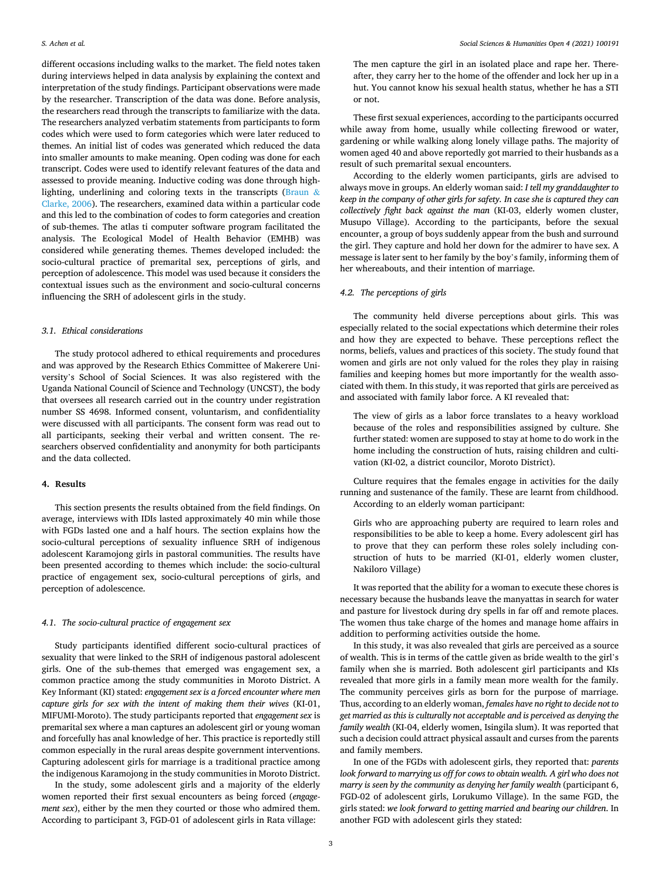different occasions including walks to the market. The field notes taken during interviews helped in data analysis by explaining the context and interpretation of the study findings. Participant observations were made by the researcher. Transcription of the data was done. Before analysis, the researchers read through the transcripts to familiarize with the data. The researchers analyzed verbatim statements from participants to form codes which were used to form categories which were later reduced to themes. An initial list of codes was generated which reduced the data into smaller amounts to make meaning. Open coding was done for each transcript. Codes were used to identify relevant features of the data and assessed to provide meaning. Inductive coding was done through highlighting, underlining and coloring texts in the transcripts (Braun & Clarke, 2006). The researchers, examined data within a particular code and this led to the combination of codes to form categories and creation of sub-themes. The atlas ti computer software program facilitated the analysis. The Ecological Model of Health Behavior (EMHB) was considered while generating themes. Themes developed included: the socio-cultural practice of premarital sex, perceptions of girls, and perception of adolescence. This model was used because it considers the contextual issues such as the environment and socio-cultural concerns influencing the SRH of adolescent girls in the study.

### 3.1. Ethical considerations

The study protocol adhered to ethical requirements and procedures and was approved by the Research Ethics Committee of Makerere University's School of Social Sciences. It was also registered with the Uganda National Council of Science and Technology (UNCST), the body that oversees all research carried out in the country under registration number SS 4698. Informed consent, voluntarism, and confidentiality were discussed with all participants. The consent form was read out to all participants, seeking their verbal and written consent. The researchers observed confidentiality and anonymity for both participants and the data collected.

## 4. Results

This section presents the results obtained from the field findings. On average, interviews with IDIs lasted approximately 40 min while those with FGDs lasted one and a half hours. The section explains how the socio-cultural perceptions of sexuality influence SRH of indigenous adolescent Karamojong girls in pastoral communities. The results have been presented according to themes which include: the socio-cultural practice of engagement sex, socio-cultural perceptions of girls, and perception of adolescence.

### 4.1. The socio-cultural practice of engagement sex

Study participants identified different socio-cultural practices of sexuality that were linked to the SRH of indigenous pastoral adolescent girls. One of the sub-themes that emerged was engagement sex, a common practice among the study communities in Moroto District. A Key Informant (KI) stated: *engagement sex is a forced encounter where men capture girls for sex with the intent of making them their wives* (KI-01, MIFUMI-Moroto). The study participants reported that *engagement sex* is premarital sex where a man captures an adolescent girl or young woman and forcefully has anal knowledge of her. This practice is reportedly still common especially in the rural areas despite government interventions. Capturing adolescent girls for marriage is a traditional practice among the indigenous Karamojong in the study communities in Moroto District.

In the study, some adolescent girls and a majority of the elderly women reported their first sexual encounters as being forced (*engagement sex*), either by the men they courted or those who admired them. According to participant 3, FGD-01 of adolescent girls in Rata village:

> The men capture the girl in an isolated place and rape her. Thereafter, they carry her to the home of the offender and lock her up in a hut. You cannot know his sexual health status, whether he has a STI or not.

These first sexual experiences, according to the participants occurred while away from home, usually while collecting firewood or water, gardening or while walking along lonely village paths. The majority of women aged 40 and above reportedly got married to their husbands as a result of such premarital sexual encounters.

According to the elderly women participants, girls are advised to always move in groups. An elderly woman said: *I tell my granddaughter to keep in the company of other girls for safety. In case she is captured they can collectively fight back against the man* (KI-03, elderly women cluster, Musupo Village). According to the participants, before the sexual encounter, a group of boys suddenly appear from the bush and surround the girl. They capture and hold her down for the admirer to have sex. A message is later sent to her family by the boy's family, informing them of her whereabouts, and their intention of marriage.

### 4.2. The perceptions of girls

The community held diverse perceptions about girls. This was especially related to the social expectations which determine their roles and how they are expected to behave. These perceptions reflect the norms, beliefs, values and practices of this society. The study found that women and girls are not only valued for the roles they play in raising families and keeping homes but more importantly for the wealth associated with them. In this study, it was reported that girls are perceived as and associated with family labor force. A KI revealed that:

> The view of girls as a labor force translates to a heavy workload because of the roles and responsibilities assigned by culture. She further stated: women are supposed to stay at home to do work in the home including the construction of huts, raising children and cultivation (KI-02, a district councilor, Moroto District).

Culture requires that the females engage in activities for the daily running and sustenance of the family. These are learnt from childhood. According to an elderly woman participant:

> Girls who are approaching puberty are required to learn roles and responsibilities to be able to keep a home. Every adolescent girl has to prove that they can perform these roles solely including construction of huts to be married (KI-01, elderly women cluster, Nakiloro Village)

It was reported that the ability for a woman to execute these chores is necessary because the husbands leave the manyattas in search for water and pasture for livestock during dry spells in far off and remote places. The women thus take charge of the homes and manage home affairs in addition to performing activities outside the home.

In this study, it was also revealed that girls are perceived as a source of wealth. This is in terms of the cattle given as bride wealth to the girl's family when she is married. Both adolescent girl participants and KIs revealed that more girls in a family mean more wealth for the family. The community perceives girls as born for the purpose of marriage. Thus, according to an elderly woman, *females have no right to decide not to get married as this is culturally not acceptable and is perceived as denying the family wealth* (KI-04, elderly women, Isingila slum). It was reported that such a decision could attract physical assault and curses from the parents and family members.

In one of the FGDs with adolescent girls, they reported that: *parents look forward to marrying us off for cows to obtain wealth. A girl who does not marry is seen by the community as denying her family wealth* (participant 6, FGD-02 of adolescent girls, Lorukumo Village). In the same FGD, the girls stated: *we look forward to getting married and bearing our children*. In another FGD with adolescent girls they stated: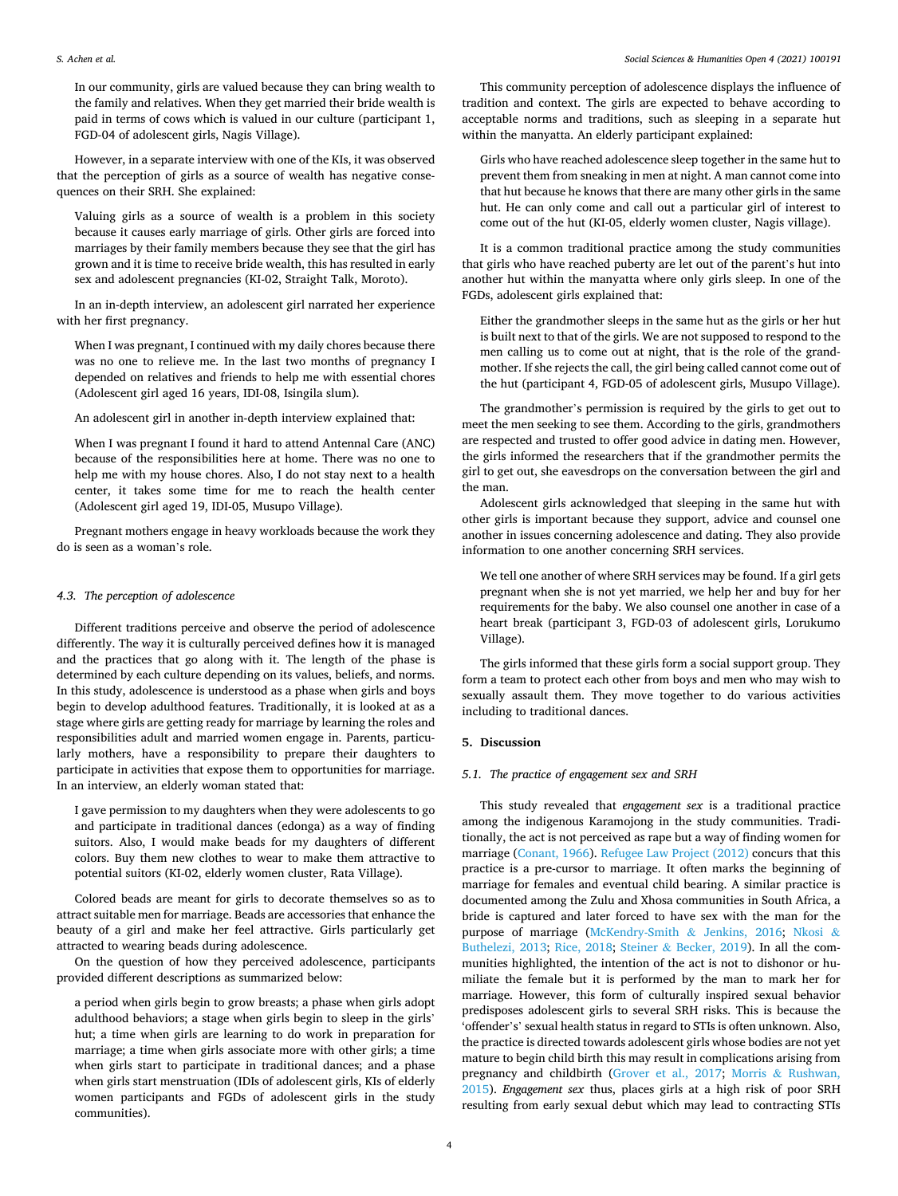In our community, girls are valued because they can bring wealth to the family and relatives. When they get married their bride wealth is paid in terms of cows which is valued in our culture (participant 1, FGD-04 of adolescent girls, Nagis Village).

However, in a separate interview with one of the KIs, it was observed that the perception of girls as a source of wealth has negative consequences on their SRH. She explained:

> Valuing girls as a source of wealth is a problem in this society because it causes early marriage of girls. Other girls are forced into marriages by their family members because they see that the girl has grown and it is time to receive bride wealth, this has resulted in early sex and adolescent pregnancies (KI-02, Straight Talk, Moroto).

In an in-depth interview, an adolescent girl narrated her experience with her first pregnancy.

> When I was pregnant, I continued with my daily chores because there was no one to relieve me. In the last two months of pregnancy I depended on relatives and friends to help me with essential chores (Adolescent girl aged 16 years, IDI-08, Isingila slum).

An adolescent girl in another in-depth interview explained that:

> When I was pregnant I found it hard to attend Antennal Care (ANC) because of the responsibilities here at home. There was no one to help me with my house chores. Also, I do not stay next to a health center, it takes some time for me to reach the health center (Adolescent girl aged 19, IDI-05, Musupo Village).

Pregnant mothers engage in heavy workloads because the work they do is seen as a woman's role.

### 4.3. The perception of adolescence

Different traditions perceive and observe the period of adolescence differently. The way it is culturally perceived defines how it is managed and the practices that go along with it. The length of the phase is determined by each culture depending on its values, beliefs, and norms. In this study, adolescence is understood as a phase when girls and boys begin to develop adulthood features. Traditionally, it is looked at as a stage where girls are getting ready for marriage by learning the roles and responsibilities adult and married women engage in. Parents, particularly mothers, have a responsibility to prepare their daughters to participate in activities that expose them to opportunities for marriage. In an interview, an elderly woman stated that:

> I gave permission to my daughters when they were adolescents to go and participate in traditional dances (edonga) as a way of finding suitors. Also, I would make beads for my daughters of different colors. Buy them new clothes to wear to make them attractive to potential suitors (KI-02, elderly women cluster, Rata Village).

Colored beads are meant for girls to decorate themselves so as to attract suitable men for marriage. Beads are accessories that enhance the beauty of a girl and make her feel attractive. Girls particularly get attracted to wearing beads during adolescence.

On the question of how they perceived adolescence, participants provided different descriptions as summarized below:

> a period when girls begin to grow breasts; a phase when girls adopt adulthood behaviors; a stage when girls begin to sleep in the girls' hut; a time when girls are learning to do work in preparation for marriage; a time when girls associate more with other girls; a time when girls start to participate in traditional dances; and a phase when girls start menstruation (IDIs of adolescent girls, KIs of elderly women participants and FGDs of adolescent girls in the study communities).

This community perception of adolescence displays the influence of tradition and context. The girls are expected to behave according to acceptable norms and traditions, such as sleeping in a separate hut within the manyatta. An elderly participant explained:

> Girls who have reached adolescence sleep together in the same hut to prevent them from sneaking in men at night. A man cannot come into that hut because he knows that there are many other girls in the same hut. He can only come and call out a particular girl of interest to come out of the hut (KI-05, elderly women cluster, Nagis village).

It is a common traditional practice among the study communities that girls who have reached puberty are let out of the parent's hut into another hut within the manyatta where only girls sleep. In one of the FGDs, adolescent girls explained that:

> Either the grandmother sleeps in the same hut as the girls or her hut is built next to that of the girls. We are not supposed to respond to the men calling us to come out at night, that is the role of the grandmother. If she rejects the call, the girl being called cannot come out of the hut (participant 4, FGD-05 of adolescent girls, Musupo Village).

The grandmother's permission is required by the girls to get out to meet the men seeking to see them. According to the girls, grandmothers are respected and trusted to offer good advice in dating men. However, the girls informed the researchers that if the grandmother permits the girl to get out, she eavesdrops on the conversation between the girl and the man.

Adolescent girls acknowledged that sleeping in the same hut with other girls is important because they support, advice and counsel one another in issues concerning adolescence and dating. They also provide information to one another concerning SRH services.

> We tell one another of where SRH services may be found. If a girl gets pregnant when she is not yet married, we help her and buy for her requirements for the baby. We also counsel one another in case of a heart break (participant 3, FGD-03 of adolescent girls, Lorukumo Village).

The girls informed that these girls form a social support group. They form a team to protect each other from boys and men who may wish to sexually assault them. They move together to do various activities including to traditional dances.

## 5. Discussion

### 5.1. The practice of engagement sex and SRH

This study revealed that *engagement sex* is a traditional practice among the indigenous Karamojong in the study communities. Traditionally, the act is not perceived as rape but a way of finding women for marriage (Conant, 1966). Refugee Law Project (2012) concurs that this practice is a pre-cursor to marriage. It often marks the beginning of marriage for females and eventual child bearing. A similar practice is documented among the Zulu and Xhosa communities in South Africa, a bride is captured and later forced to have sex with the man for the purpose of marriage (McKendry-Smith & Jenkins, 2016; Nkosi & Buthelezi, 2013; Rice, 2018; Steiner & Becker, 2019). In all the communities highlighted, the intention of the act is not to dishonor or humiliate the female but it is performed by the man to mark her for marriage. However, this form of culturally inspired sexual behavior predisposes adolescent girls to several SRH risks. This is because the 'offender's' sexual health status in regard to STIs is often unknown. Also, the practice is directed towards adolescent girls whose bodies are not yet mature to begin child birth this may result in complications arising from pregnancy and childbirth (Grover et al., 2017; Morris & Rushwan, 2015). *Engagement sex* thus, places girls at a high risk of poor SRH resulting from early sexual debut which may lead to contracting STIs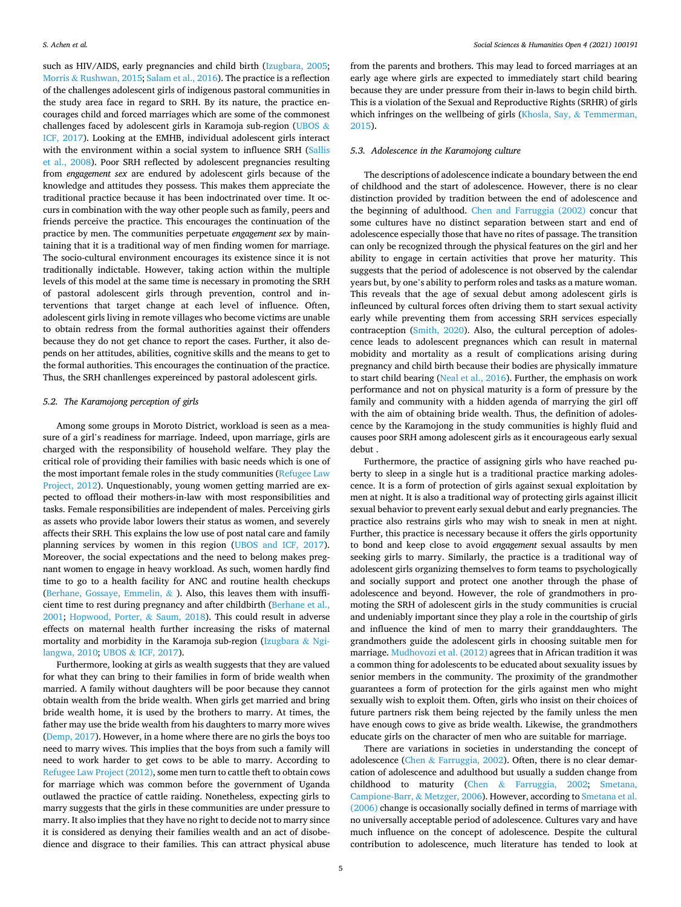such as HIV/AIDS, early pregnancies and child birth (Izugbara, 2005; Morris & Rushwan, 2015; Salam et al., 2016). The practice is a reflection of the challenges adolescent girls of indigenous pastoral communities in the study area face in regard to SRH. By its nature, the practice encourages child and forced marriages which are some of the commonest challenges faced by adolescent girls in Karamoja sub-region (UBOS & ICF, 2017). Looking at the EMHB, individual adolescent girls interact with the environment within a social system to influence SRH (Sallis et al., 2008). Poor SRH reflected by adolescent pregnancies resulting from *engagement sex* are endured by adolescent girls because of the knowledge and attitudes they possess. This makes them appreciate the traditional practice because it has been indoctrinated over time. It occurs in combination with the way other people such as family, peers and friends perceive the practice. This encourages the continuation of the practice by men. The communities perpetuate *engagement sex* by maintaining that it is a traditional way of men finding women for marriage. The socio-cultural environment encourages its existence since it is not traditionally indictable. However, taking action within the multiple levels of this model at the same time is necessary in promoting the SRH of pastoral adolescent girls through prevention, control and interventions that target change at each level of influence. Often, adolescent girls living in remote villages who become victims are unable to obtain redress from the formal authorities against their offenders because they do not get chance to report the cases. Further, it also depends on her attitudes, abilities, cognitive skills and the means to get to the formal authorities. This encourages the continuation of the practice. Thus, the SRH chanllenges expereinced by pastoral adolescent girls.

### 5.2. The Karamojong perception of girls

Among some groups in Moroto District, workload is seen as a measure of a girl's readiness for marriage. Indeed, upon marriage, girls are charged with the responsibility of household welfare. They play the critical role of providing their families with basic needs which is one of the most important female roles in the study communities (Refugee Law Project, 2012). Unquestionably, young women getting married are expected to offload their mothers-in-law with most responsibilities and tasks. Female responsibilities are independent of males. Perceiving girls as assets who provide labor lowers their status as women, and severely affects their SRH. This explains the low use of post natal care and family planning services by women in this region (UBOS and ICF, 2017). Moreover, the social expectations and the need to belong makes pregnant women to engage in heavy workload. As such, women hardly find time to go to a health facility for ANC and routine health checkups (Berhane, Gossaye, Emmelin, & ). Also, this leaves them with insufficient time to rest during pregnancy and after childbirth (Berhane et al., 2001; Hopwood, Porter, & Saum, 2018). This could result in adverse effects on maternal health further increasing the risks of maternal mortality and morbidity in the Karamoja sub-region (Izugbara & Ngilangwa, 2010; UBOS & ICF, 2017).

Furthermore, looking at girls as wealth suggests that they are valued for what they can bring to their families in form of bride wealth when married. A family without daughters will be poor because they cannot obtain wealth from the bride wealth. When girls get married and bring bride wealth home, it is used by the brothers to marry. At times, the father may use the bride wealth from his daughters to marry more wives (Demp, 2017). However, in a home where there are no girls the boys too need to marry wives. This implies that the boys from such a family will need to work harder to get cows to be able to marry. According to Refugee Law Project (2012), some men turn to cattle theft to obtain cows for marriage which was common before the government of Uganda outlawed the practice of cattle raiding. Nonetheless, expecting girls to marry suggests that the girls in these communities are under pressure to marry. It also implies that they have no right to decide not to marry since it is considered as denying their families wealth and an act of disobedience and disgrace to their families. This can attract physical abuse from the parents and brothers. This may lead to forced marriages at an early age where girls are expected to immediately start child bearing because they are under pressure from their in-laws to begin child birth. This is a violation of the Sexual and Reproductive Rights (SRHR) of girls which infringes on the wellbeing of girls (Khosla, Say, & Temmerman, 2015).

### 5.3. Adolescence in the Karamojong culture

The descriptions of adolescence indicate a boundary between the end of childhood and the start of adolescence. However, there is no clear distinction provided by tradition between the end of adolescence and the beginning of adulthood. Chen and Farruggia (2002) concur that some cultures have no distinct separation between start and end of adolescence especially those that have no rites of passage. The transition can only be recognized through the physical features on the girl and her ability to engage in certain activities that prove her maturity. This suggests that the period of adolescence is not observed by the calendar years but, by one's ability to perform roles and tasks as a mature woman. This reveals that the age of sexual debut among adolescent girls is infleunced by cultural forces often driving them to start sexual activity early while preventing them from accessing SRH services especially contraception (Smith, 2020). Also, the cultural perception of adolescence leads to adolescent pregnances which can result in maternal mobidity and mortality as a result of complications arising during pregnancy and child birth because their bodies are physically immature to start child bearing (Neal et al., 2016). Further, the emphasis on work performance and not on physical maturity is a form of pressure by the family and community with a hidden agenda of marrying the girl off with the aim of obtaining bride wealth. Thus, the definition of adolescence by the Karamojong in the study communities is highly fluid and causes poor SRH among adolescent girls as it encourageous early sexual debut .

Furthermore, the practice of assigning girls who have reached puberty to sleep in a single hut is a traditional practice marking adolescence. It is a form of protection of girls against sexual exploitation by men at night. It is also a traditional way of protecting girls against illicit sexual behavior to prevent early sexual debut and early pregnancies. The practice also restrains girls who may wish to sneak in men at night. Further, this practice is necessary because it offers the girls opportunity to bond and keep close to avoid *engagement* sexual assaults by men seeking girls to marry. Similarly, the practice is a traditional way of adolescent girls organizing themselves to form teams to psychologically and socially support and protect one another through the phase of adolescence and beyond. However, the role of grandmothers in promoting the SRH of adolescent girls in the study communities is crucial and undeniably important since they play a role in the courtship of girls and influence the kind of men to marry their granddaughters. The grandmothers guide the adolescent girls in choosing suitable men for marriage. Mudhovozi et al. (2012) agrees that in African tradition it was a common thing for adolescents to be educated about sexuality issues by senior members in the community. The proximity of the grandmother guarantees a form of protection for the girls against men who might sexually wish to exploit them. Often, girls who insist on their choices of future partners risk them being rejected by the family unless the men have enough cows to give as bride wealth. Likewise, the grandmothers educate girls on the character of men who are suitable for marriage.

There are variations in societies in understanding the concept of adolescence (Chen & Farruggia, 2002). Often, there is no clear demarcation of adolescence and adulthood but usually a sudden change from childhood to maturity (Chen & Farruggia, 2002; Smetana, Campione-Barr, & Metzger, 2006). However, according to Smetana et al. (2006) change is occasionally socially defined in terms of marriage with no universally acceptable period of adolescence. Cultures vary and have much influence on the concept of adolescence. Despite the cultural contribution to adolescence, much literature has tended to look at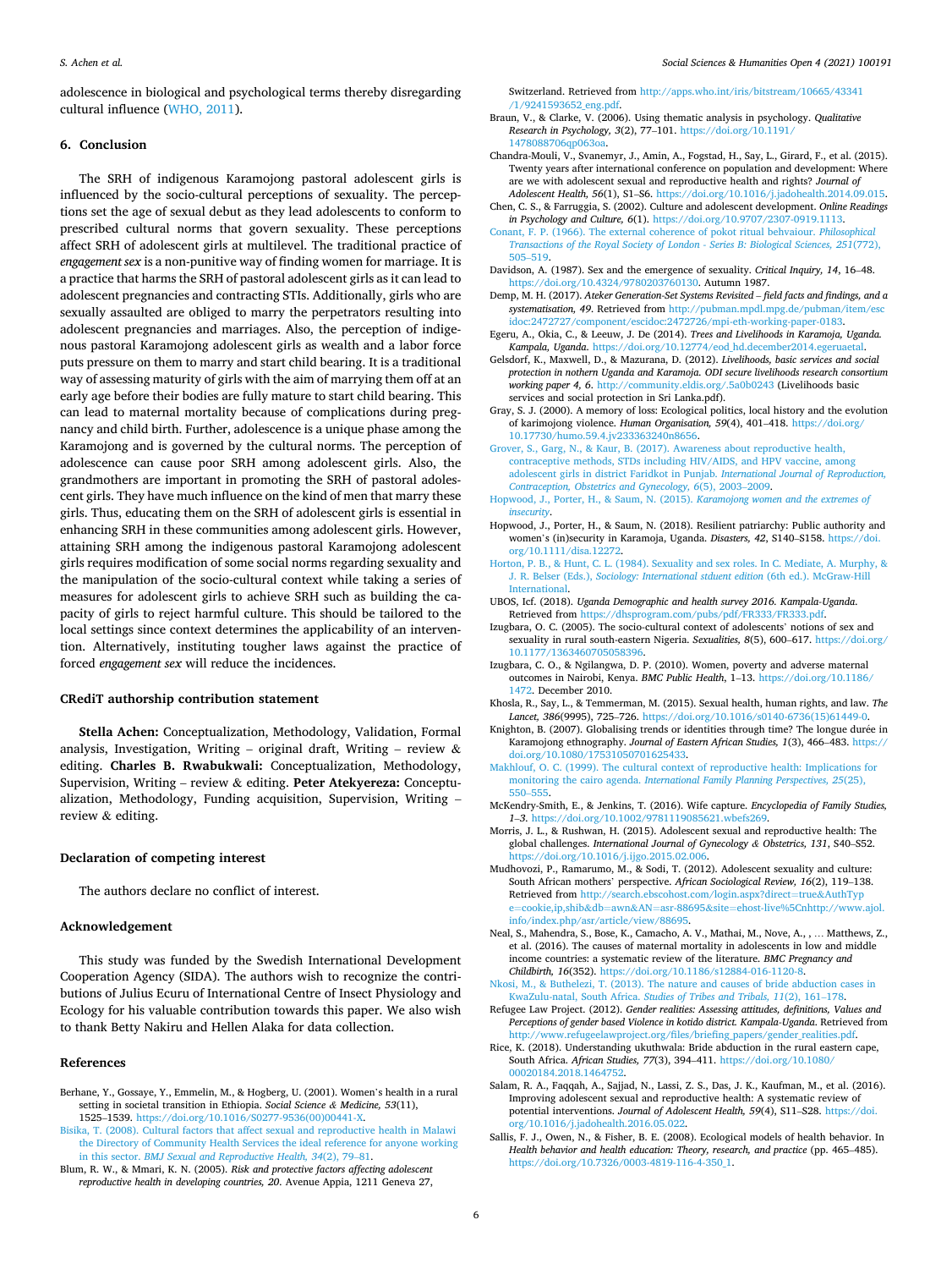adolescence in biological and psychological terms thereby disregarding cultural influence (WHO, 2011).

## 6. Conclusion

The SRH of indigenous Karamojong pastoral adolescent girls is influenced by the socio-cultural perceptions of sexuality. The perceptions set the age of sexual debut as they lead adolescents to conform to prescribed cultural norms that govern sexuality. These perceptions affect SRH of adolescent girls at multilevel. The traditional practice of *engagement sex* is a non-punitive way of finding women for marriage. It is a practice that harms the SRH of pastoral adolescent girls as it can lead to adolescent pregnancies and contracting STIs. Additionally, girls who are sexually assaulted are obliged to marry the perpetrators resulting into adolescent pregnancies and marriages. Also, the perception of indigenous pastoral Karamojong adolescent girls as wealth and a labor force puts pressure on them to marry and start child bearing. It is a traditional way of assessing maturity of girls with the aim of marrying them off at an early age before their bodies are fully mature to start child bearing. This can lead to maternal mortality because of complications during pregnancy and child birth. Further, adolescence is a unique phase among the Karamojong and is governed by the cultural norms. The perception of adolescence can cause poor SRH among adolescent girls. Also, the grandmothers are important in promoting the SRH of pastoral adolescent girls. They have much influence on the kind of men that marry these girls. Thus, educating them on the SRH of adolescent girls is essential in enhancing SRH in these communities among adolescent girls. However, attaining SRH among the indigenous pastoral Karamojong adolescent girls requires modification of some social norms regarding sexuality and the manipulation of the socio-cultural context while taking a series of measures for adolescent girls to achieve SRH such as building the capacity of girls to reject harmful culture. This should be tailored to the local settings since context determines the applicability of an intervention. Alternatively, instituting tougher laws against the practice of forced *engagement sex* will reduce the incidences.

## CRediT authorship contribution statement

**Stella Achen:** Conceptualization, Methodology, Validation, Formal analysis, Investigation, Writing – original draft, Writing – review & editing. **Charles B. Rwabukwali:** Conceptualization, Methodology, Supervision, Writing – review & editing. **Peter Atekyereza:** Conceptualization, Methodology, Funding acquisition, Supervision, Writing – review & editing.

## Declaration of competing interest

The authors declare no conflict of interest.

## Acknowledgement

This study was funded by the Swedish International Development Cooperation Agency (SIDA). The authors wish to recognize the contributions of Julius Ecuru of International Centre of Insect Physiology and Ecology for his valuable contribution towards this paper. We also wish to thank Betty Nakiru and Hellen Alaka for data collection.

## References

Berhane, Y., Gossaye, Y., Emmelin, M., & Hogberg, U. (2001). Women's health in a rural setting in societal transition in Ethiopia. *Social Science & Medicine, 53*(11), 1525–1539. https://doi.org/10.1016/S0277-9536(00)00441-X.

Bisika, T. (2008). Cultural factors that affect sexual and reproductive health in Malawi the Directory of Community Health Services the ideal reference for anyone working in this sector. *BMJ Sexual and Reproductive Health, 34*(2), 79–81.

Blum, R. W., & Mmari, K. N. (2005). *Risk and protective factors affecting adolescent reproductive health in developing countries, 20*. Avenue Appia, 1211 Geneva 27, Switzerland. Retrieved from http://apps.who.int/iris/bitstream/10665/43341/1/9241593652_eng.pdf.

Braun, V., & Clarke, V. (2006). Using thematic analysis in psychology. *Qualitative Research in Psychology, 3*(2), 77–101. https://doi.org/10.1191/1478088706qp063oa.

Chandra-Mouli, V., Svanemyr, J., Amin, A., Fogstad, H., Say, L., Girard, F., et al. (2015). Twenty years after international conference on population and development: Where are we with adolescent sexual and reproductive health and rights? *Journal of Adolescent Health, 56*(1), S1–S6. https://doi.org/10.1016/j.jadohealth.2014.09.015.

Chen, C. S., & Farruggia, S. (2002). Culture and adolescent development. *Online Readings in Psychology and Culture, 6*(1). https://doi.org/10.9707/2307-0919.1113.

Conant, F. P. (1966). The external coherence of pokot ritual behvaiour. *Philosophical Transactions of the Royal Society of London - Series B: Biological Sciences, 251*(772), 505–519.

Davidson, A. (1987). Sex and the emergence of sexuality. *Critical Inquiry, 14*, 16–48. https://doi.org/10.4324/9780203760130. Autumn 1987.

Demp, M. H. (2017). *Ateker Generation-Set Systems Revisited – field facts and findings, and a systematisation, 49*. Retrieved from http://pubman.mpdl.mpg.de/pubman/item/escidoc:2472727/component/escidoc:2472726/mpi-eth-working-paper-0183.

Egeru, A., Okia, C., & Leeuw, J. De (2014). *Trees and Livelihoods in Karamoja, Uganda. Kampala, Uganda*. https://doi.org/10.12774/eod_hd.december2014.egeruaetal.

Gelsdorf, K., Maxwell, D., & Mazurana, D. (2012). *Livelihoods, basic services and social protection in nothern Uganda and Karamoja. ODI secure livelihoods research consortium working paper 4, 6*. http://community.eldis.org/.5a0b0243 (Livelihoods basic services and social protection in Sri Lanka.pdf).

Gray, S. J. (2000). A memory of loss: Ecological politics, local history and the evolution of karimojong violence. *Human Organisation, 59*(4), 401–418. https://doi.org/10.17730/humo.59.4.jv233363240n8656.

Grover, S., Garg, N., & Kaur, B. (2017). Awareness about reproductive health, contraceptive methods, STDs including HIV/AIDS, and HPV vaccine, among adolescent girls in district Faridkot in Punjab. *International Journal of Reproduction, Contraception, Obstetrics and Gynecology, 6*(5), 2003–2009.

Hopwood, J., Porter, H., & Saum, N. (2015). *Karamojong women and the extremes of insecurity*.

Hopwood, J., Porter, H., & Saum, N. (2018). Resilient patriarchy: Public authority and women's (in)security in Karamoja, Uganda. *Disasters, 42*, S140–S158. https://doi.org/10.1111/disa.12272.

Horton, P. B., & Hunt, C. L. (1984). Sexuality and sex roles. In C. Mediate, A. Murphy, & J. R. Belser (Eds.), *Sociology: International stduent edition* (6th ed.). McGraw-Hill International.

UBOS, Icf. (2018). *Uganda Demographic and health survey 2016. Kampala-Uganda*. Retrieved from https://dhsprogram.com/pubs/pdf/FR333/FR333.pdf.

Izugbara, O. C. (2005). The socio-cultural context of adolescents' notions of sex and sexuality in rural south-eastern Nigeria. *Sexualities, 8*(5), 600–617. https://doi.org/10.1177/1363460705058396.

Izugbara, C. O., & Ngilangwa, D. P. (2010). Women, poverty and adverse maternal outcomes in Nairobi, Kenya. *BMC Public Health*, 1–13. https://doi.org/10.1186/1472. December 2010.

Khosla, R., Say, L., & Temmerman, M. (2015). Sexual health, human rights, and law. *The Lancet, 386*(9995), 725–726. https://doi.org/10.1016/s0140-6736(15)61449-0.

Knighton, B. (2007). Globalising trends or identities through time? The longue durée in Karamojong ethnography. *Journal of Eastern African Studies, 1*(3), 466–483. https://doi.org/10.1080/17531050701625433.

Makhlouf, O. C. (1999). The cultural context of reproductive health: Implications for monitoring the cairo agenda. *International Family Planning Perspectives, 25*(25), 550–555.

McKendry-Smith, E., & Jenkins, T. (2016). Wife capture. *Encyclopedia of Family Studies, 1–3*. https://doi.org/10.1002/9781119085621.wbefs269.

Morris, J. L., & Rushwan, H. (2015). Adolescent sexual and reproductive health: The global challenges. *International Journal of Gynecology & Obstetrics, 131*, S40–S52. https://doi.org/10.1016/j.ijgo.2015.02.006.

Mudhovozi, P., Ramarumo, M., & Sodi, T. (2012). Adolescent sexuality and culture: South African mothers' perspective. *African Sociological Review, 16*(2), 119–138. Retrieved from http://search.ebscohost.com/login.aspx?direct=true&AuthType=cookie,ip,shib&db=awn&AN=asr-88695&site=ehost-live%5Cnhttp://www.ajol.info/index.php/asr/article/view/88695.

Neal, S., Mahendra, S., Bose, K., Camacho, A. V., Mathai, M., Nove, A., , … Matthews, Z., et al. (2016). The causes of maternal mortality in adolescents in low and middle income countries: a systematic review of the literature. *BMC Pregnancy and Childbirth, 16*(352). https://doi.org/10.1186/s12884-016-1120-8.

Nkosi, M., & Buthelezi, T. (2013). The nature and causes of bride abduction cases in KwaZulu-natal, South Africa. *Studies of Tribes and Tribals, 11*(2), 161–178.

Refugee Law Project. (2012). *Gender realities: Assessing attitudes, definitions, Values and Perceptions of gender based Violence in kotido district. Kampala-Uganda*. Retrieved from http://www.refugeelawproject.org/files/briefing_papers/gender_realities.pdf.

Rice, K. (2018). Understanding ukuthwala: Bride abduction in the rural eastern cape, South Africa. *African Studies, 77*(3), 394–411. https://doi.org/10.1080/00020184.2018.1464752.

Salam, R. A., Faqqah, A., Sajjad, N., Lassi, Z. S., Das, J. K., Kaufman, M., et al. (2016). Improving adolescent sexual and reproductive health: A systematic review of potential interventions. *Journal of Adolescent Health, 59*(4), S11–S28. https://doi.org/10.1016/j.jadohealth.2016.05.022.

Sallis, F. J., Owen, N., & Fisher, B. E. (2008). Ecological models of health behavior. In *Health behavior and health education: Theory, research, and practice* (pp. 465–485). https://doi.org/10.7326/0003-4819-116-4-350_1.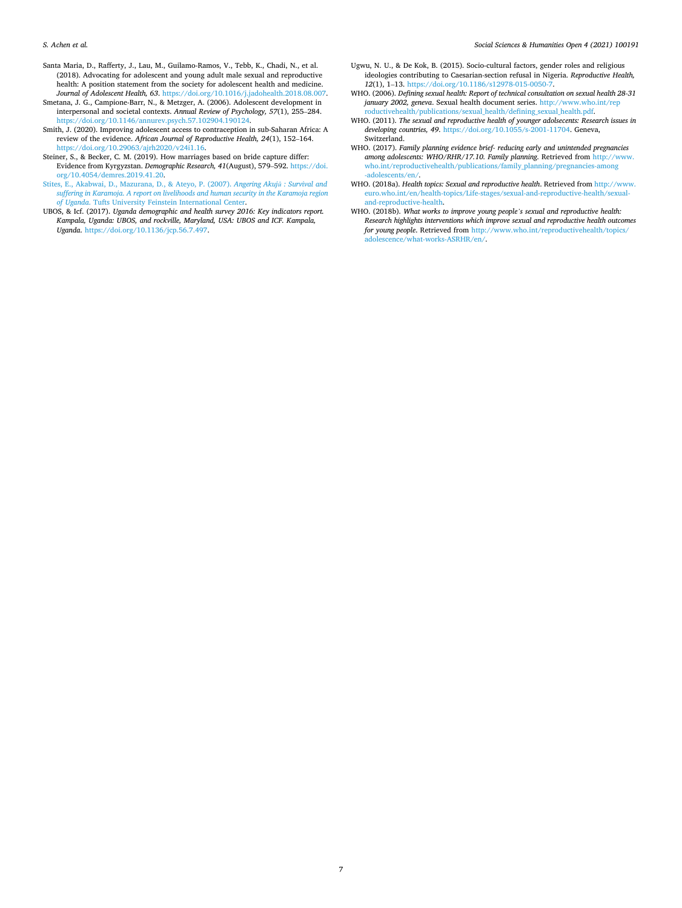Santa Maria, D., Rafferty, J., Lau, M., Guilamo-Ramos, V., Tebb, K., Chadi, N., et al. (2018). Advocating for adolescent and young adult male sexual and reproductive health: A position statement from the society for adolescent health and medicine. *Journal of Adolescent Health, 63*. https://doi.org/10.1016/j.jadohealth.2018.08.007.

Smetana, J. G., Campione-Barr, N., & Metzger, A. (2006). Adolescent development in interpersonal and societal contexts. *Annual Review of Psychology, 57*(1), 255–284. https://doi.org/10.1146/annurev.psych.57.102904.190124.

Smith, J. (2020). Improving adolescent access to contraception in sub-Saharan Africa: A review of the evidence. *African Journal of Reproductive Health, 24*(1), 152–164. https://doi.org/10.29063/ajrh2020/v24i1.16.

Steiner, S., & Becker, C. M. (2019). How marriages based on bride capture differ: Evidence from Kyrgyzstan. *Demographic Research, 41*(August), 579–592. https://doi.org/10.4054/demres.2019.41.20.

Stites, E., Akabwai, D., Mazurana, D., & Ateyo, P. (2007). *Angering Akujù : Survival and suffering in Karamoja. A report on livelihoods and human security in the Karamoja region of Uganda*. Tufts University Feinstein International Center.

UBOS, & Icf. (2017). *Uganda demographic and health survey 2016: Key indicators report. Kampala, Uganda: UBOS, and rockville, Maryland, USA: UBOS and ICF. Kampala, Uganda*. https://doi.org/10.1136/jcp.56.7.497.

Ugwu, N. U., & De Kok, B. (2015). Socio-cultural factors, gender roles and religious ideologies contributing to Caesarian-section refusal in Nigeria. *Reproductive Health, 12*(1), 1–13. https://doi.org/10.1186/s12978-015-0050-7.

WHO. (2006). *Defining sexual health: Report of technical consultation on sexual health 28-31 january 2002, geneva*. Sexual health document series. http://www.who.int/reproductivehealth/publications/sexual_health/defining_sexual_health.pdf.

WHO. (2011). *The sexual and reproductive health of younger adolsecents: Research issues in developing countries, 49*. https://doi.org/10.1055/s-2001-11704. Geneva, Switzerland.

WHO. (2017). *Family planning evidence brief- reducing early and unintended pregnancies among adolescents: WHO/RHR/17.10. Family planning*. Retrieved from http://www.who.int/reproductivehealth/publications/family_planning/pregnancies-among-adolescents/en/.

WHO. (2018a). *Health topics: Sexual and reproductive health*. Retrieved from http://www.euro.who.int/en/health-topics/Life-stages/sexual-and-reproductive-health/sexual-and-reproductive-health.

WHO. (2018b). *What works to improve young people's sexual and reproductive health: Research highlights interventions which improve sexual and reproductive health outcomes for young people*. Retrieved from http://www.who.int/reproductivehealth/topics/adolescence/what-works-ASRHR/en/.